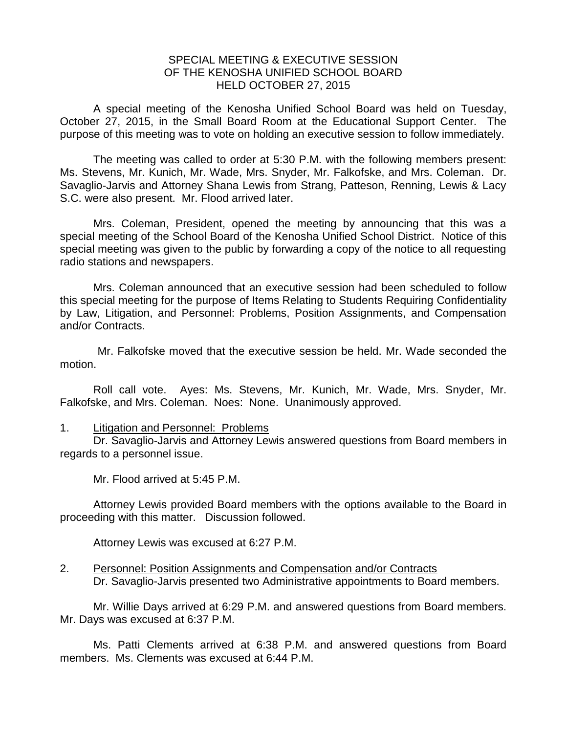# SPECIAL MEETING & EXECUTIVE SESSION
# OF THE KENOSHA UNIFIED SCHOOL BOARD
# HELD OCTOBER 27, 2015

A special meeting of the Kenosha Unified School Board was held on Tuesday, October 27, 2015, in the Small Board Room at the Educational Support Center. The purpose of this meeting was to vote on holding an executive session to follow immediately.

The meeting was called to order at 5:30 P.M. with the following members present: Ms. Stevens, Mr. Kunich, Mr. Wade, Mrs. Snyder, Mr. Falkofske, and Mrs. Coleman. Dr. Savaglio-Jarvis and Attorney Shana Lewis from Strang, Patteson, Renning, Lewis & Lacy S.C. were also present. Mr. Flood arrived later.

Mrs. Coleman, President, opened the meeting by announcing that this was a special meeting of the School Board of the Kenosha Unified School District. Notice of this special meeting was given to the public by forwarding a copy of the notice to all requesting radio stations and newspapers.

Mrs. Coleman announced that an executive session had been scheduled to follow this special meeting for the purpose of Items Relating to Students Requiring Confidentiality by Law, Litigation, and Personnel: Problems, Position Assignments, and Compensation and/or Contracts.

Mr. Falkofske moved that the executive session be held. Mr. Wade seconded the motion.

Roll call vote. Ayes: Ms. Stevens, Mr. Kunich, Mr. Wade, Mrs. Snyder, Mr. Falkofske, and Mrs. Coleman. Noes: None. Unanimously approved.

1. Litigation and Personnel: Problems

Dr. Savaglio-Jarvis and Attorney Lewis answered questions from Board members in regards to a personnel issue.

Mr. Flood arrived at 5:45 P.M.

Attorney Lewis provided Board members with the options available to the Board in proceeding with this matter. Discussion followed.

Attorney Lewis was excused at 6:27 P.M.

2. Personnel: Position Assignments and Compensation and/or Contracts

Dr. Savaglio-Jarvis presented two Administrative appointments to Board members.

Mr. Willie Days arrived at 6:29 P.M. and answered questions from Board members. Mr. Days was excused at 6:37 P.M.

Ms. Patti Clements arrived at 6:38 P.M. and answered questions from Board members. Ms. Clements was excused at 6:44 P.M.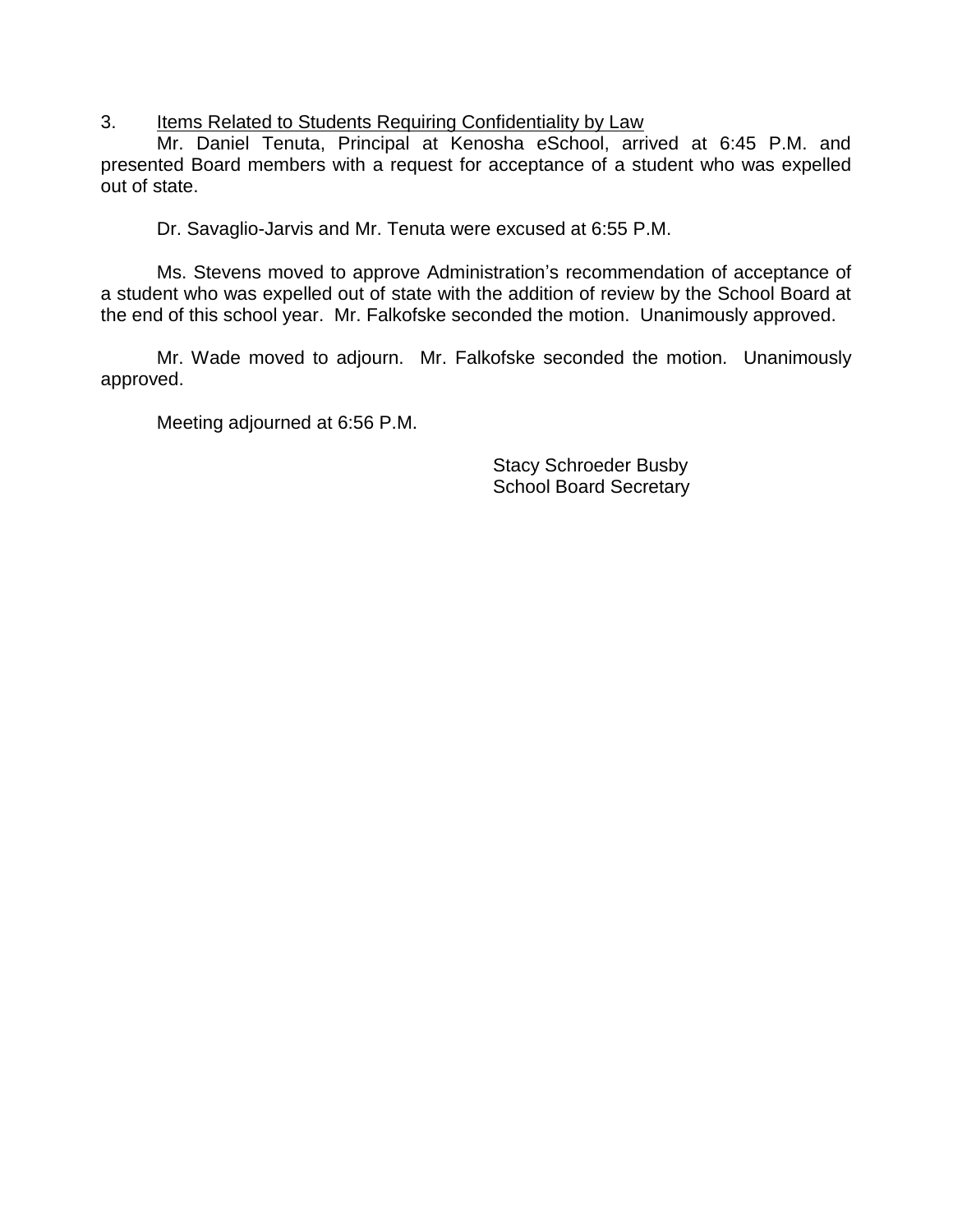3. <u>Items Related to Students Requiring Confidentiality by Law</u>

Mr. Daniel Tenuta, Principal at Kenosha eSchool, arrived at 6:45 P.M. and presented Board members with a request for acceptance of a student who was expelled out of state.

Dr. Savaglio-Jarvis and Mr. Tenuta were excused at 6:55 P.M.

Ms. Stevens moved to approve Administration's recommendation of acceptance of a student who was expelled out of state with the addition of review by the School Board at the end of this school year. Mr. Falkofske seconded the motion. Unanimously approved.

Mr. Wade moved to adjourn. Mr. Falkofske seconded the motion. Unanimously approved.

Meeting adjourned at 6:56 P.M.

Stacy Schroeder Busby
School Board Secretary